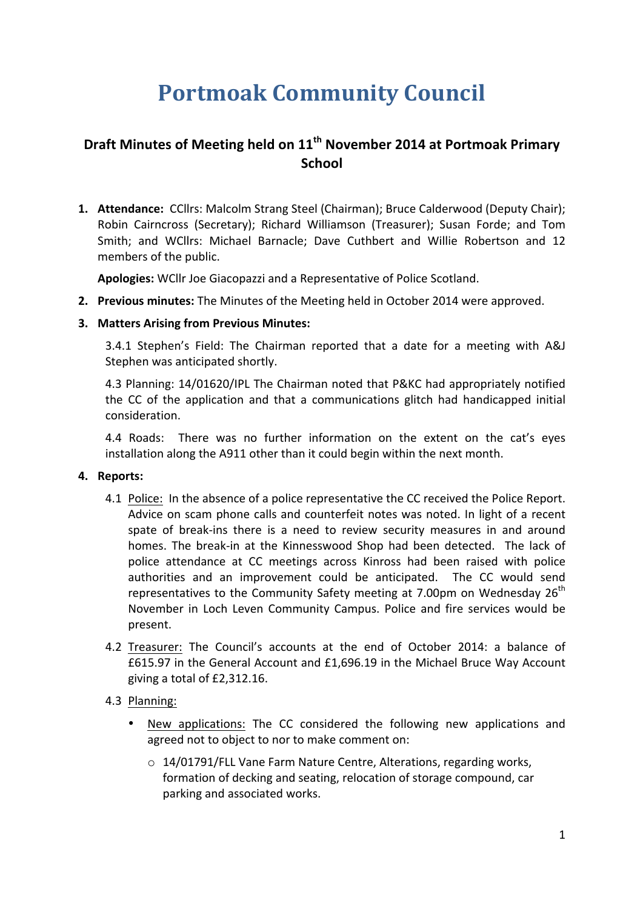# Portmoak Community Council

## Draft Minutes of Meeting held on 11th November 2014 at Portmoak Primary School

1. **Attendance:** CCllrs: Malcolm Strang Steel (Chairman); Bruce Calderwood (Deputy Chair); Robin Cairncross (Secretary); Richard Williamson (Treasurer); Susan Forde; and Tom Smith; and WCllrs: Michael Barnacle; Dave Cuthbert and Willie Robertson and 12 members of the public.

   **Apologies:** WCllr Joe Giacopazzi and a Representative of Police Scotland.

2. **Previous minutes:** The Minutes of the Meeting held in October 2014 were approved.

3. **Matters Arising from Previous Minutes:**

   3.4.1 Stephen's Field: The Chairman reported that a date for a meeting with A&J Stephen was anticipated shortly.

   4.3 Planning: 14/01620/IPL The Chairman noted that P&KC had appropriately notified the CC of the application and that a communications glitch had handicapped initial consideration.

   4.4 Roads: There was no further information on the extent on the cat's eyes installation along the A911 other than it could begin within the next month.

4. **Reports:**

   4.1 Police: In the absence of a police representative the CC received the Police Report. Advice on scam phone calls and counterfeit notes was noted. In light of a recent spate of break-ins there is a need to review security measures in and around homes. The break-in at the Kinnesswood Shop had been detected. The lack of police attendance at CC meetings across Kinross had been raised with police authorities and an improvement could be anticipated. The CC would send representatives to the Community Safety meeting at 7.00pm on Wednesday 26th November in Loch Leven Community Campus. Police and fire services would be present.

   4.2 Treasurer: The Council's accounts at the end of October 2014: a balance of £615.97 in the General Account and £1,696.19 in the Michael Bruce Way Account giving a total of £2,312.16.

   4.3 Planning:

   - New applications: The CC considered the following new applications and agreed not to object to nor to make comment on:
     - 14/01791/FLL Vane Farm Nature Centre, Alterations, regarding works, formation of decking and seating, relocation of storage compound, car parking and associated works.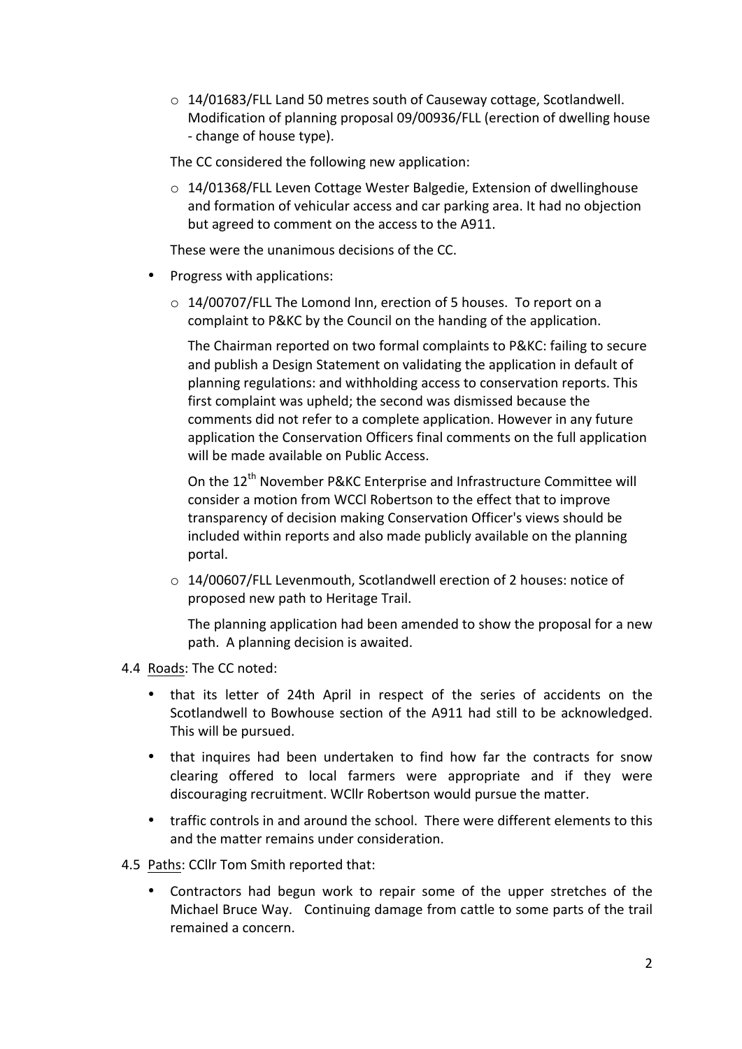- 14/01683/FLL Land 50 metres south of Causeway cottage, Scotlandwell. Modification of planning proposal 09/00936/FLL (erection of dwelling house - change of house type).

  The CC considered the following new application:

  - 14/01368/FLL Leven Cottage Wester Balgedie, Extension of dwellinghouse and formation of vehicular access and car parking area. It had no objection but agreed to comment on the access to the A911.

  These were the unanimous decisions of the CC.

- Progress with applications:
  - 14/00707/FLL The Lomond Inn, erection of 5 houses. To report on a complaint to P&KC by the Council on the handing of the application.

    The Chairman reported on two formal complaints to P&KC: failing to secure and publish a Design Statement on validating the application in default of planning regulations: and withholding access to conservation reports. This first complaint was upheld; the second was dismissed because the comments did not refer to a complete application. However in any future application the Conservation Officers final comments on the full application will be made available on Public Access.

    On the 12th November P&KC Enterprise and Infrastructure Committee will consider a motion from WCCl Robertson to the effect that to improve transparency of decision making Conservation Officer's views should be included within reports and also made publicly available on the planning portal.

  - 14/00607/FLL Levenmouth, Scotlandwell erection of 2 houses: notice of proposed new path to Heritage Trail.

    The planning application had been amended to show the proposal for a new path. A planning decision is awaited.

4.4 Roads: The CC noted:

- that its letter of 24th April in respect of the series of accidents on the Scotlandwell to Bowhouse section of the A911 had still to be acknowledged. This will be pursued.
- that inquires had been undertaken to find how far the contracts for snow clearing offered to local farmers were appropriate and if they were discouraging recruitment. WCllr Robertson would pursue the matter.
- traffic controls in and around the school. There were different elements to this and the matter remains under consideration.

4.5 Paths: CCllr Tom Smith reported that:

- Contractors had begun work to repair some of the upper stretches of the Michael Bruce Way. Continuing damage from cattle to some parts of the trail remained a concern.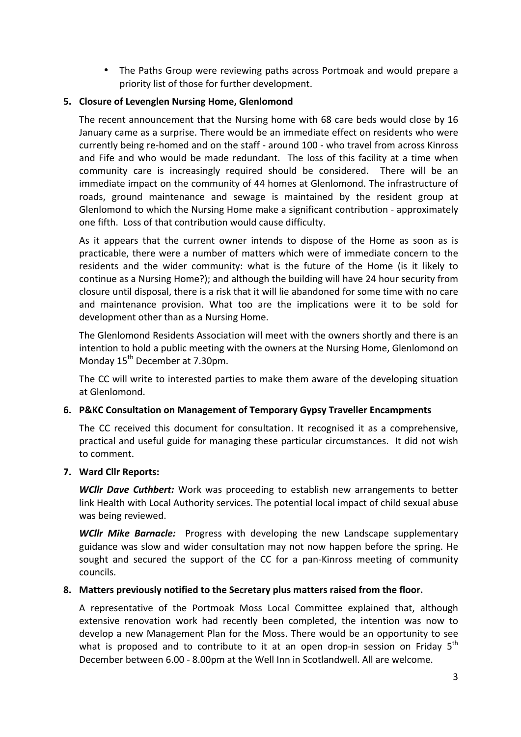- The Paths Group were reviewing paths across Portmoak and would prepare a priority list of those for further development.

**5. Closure of Levenglen Nursing Home, Glenlomond**

The recent announcement that the Nursing home with 68 care beds would close by 16 January came as a surprise. There would be an immediate effect on residents who were currently being re-homed and on the staff - around 100 - who travel from across Kinross and Fife and who would be made redundant. The loss of this facility at a time when community care is increasingly required should be considered. There will be an immediate impact on the community of 44 homes at Glenlomond. The infrastructure of roads, ground maintenance and sewage is maintained by the resident group at Glenlomond to which the Nursing Home make a significant contribution - approximately one fifth. Loss of that contribution would cause difficulty.

As it appears that the current owner intends to dispose of the Home as soon as is practicable, there were a number of matters which were of immediate concern to the residents and the wider community: what is the future of the Home (is it likely to continue as a Nursing Home?); and although the building will have 24 hour security from closure until disposal, there is a risk that it will lie abandoned for some time with no care and maintenance provision. What too are the implications were it to be sold for development other than as a Nursing Home.

The Glenlomond Residents Association will meet with the owners shortly and there is an intention to hold a public meeting with the owners at the Nursing Home, Glenlomond on Monday 15th December at 7.30pm.

The CC will write to interested parties to make them aware of the developing situation at Glenlomond.

**6. P&KC Consultation on Management of Temporary Gypsy Traveller Encampments**

The CC received this document for consultation. It recognised it as a comprehensive, practical and useful guide for managing these particular circumstances. It did not wish to comment.

**7. Ward Cllr Reports:**

***WCllr Dave Cuthbert:*** Work was proceeding to establish new arrangements to better link Health with Local Authority services. The potential local impact of child sexual abuse was being reviewed.

***WCllr Mike Barnacle:*** Progress with developing the new Landscape supplementary guidance was slow and wider consultation may not now happen before the spring. He sought and secured the support of the CC for a pan-Kinross meeting of community councils.

**8. Matters previously notified to the Secretary plus matters raised from the floor.**

A representative of the Portmoak Moss Local Committee explained that, although extensive renovation work had recently been completed, the intention was now to develop a new Management Plan for the Moss. There would be an opportunity to see what is proposed and to contribute to it at an open drop-in session on Friday 5th December between 6.00 - 8.00pm at the Well Inn in Scotlandwell. All are welcome.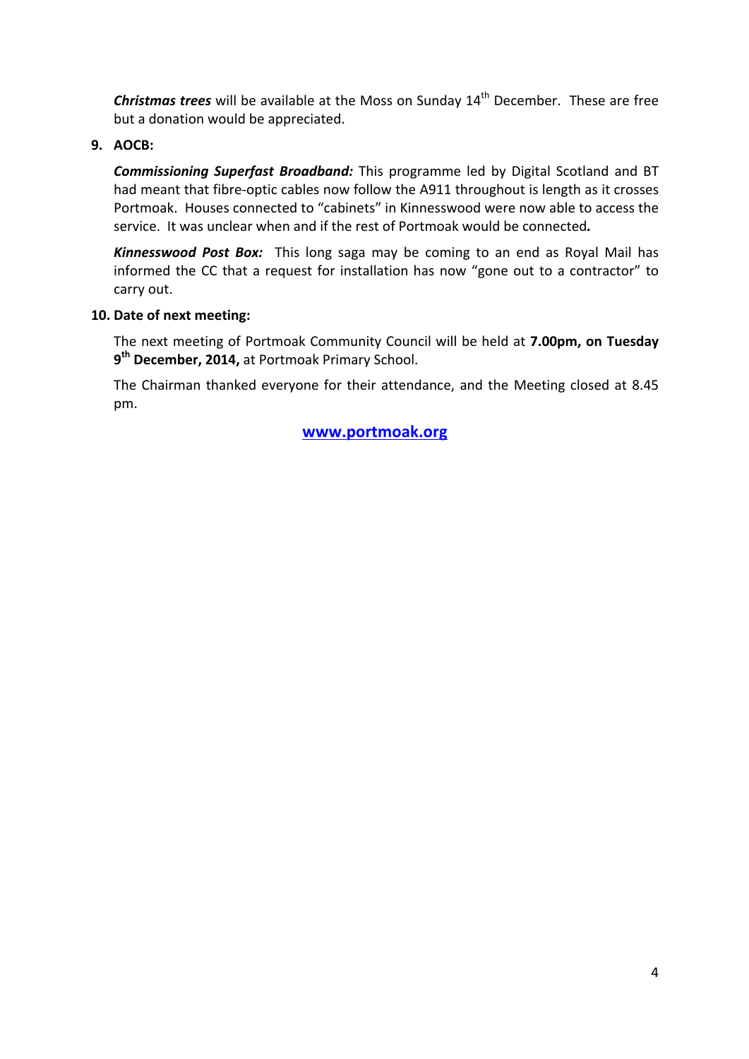***Christmas trees*** will be available at the Moss on Sunday 14th December. These are free but a donation would be appreciated.

**9. AOCB:**

***Commissioning Superfast Broadband:*** This programme led by Digital Scotland and BT had meant that fibre-optic cables now follow the A911 throughout is length as it crosses Portmoak. Houses connected to "cabinets" in Kinnesswood were now able to access the service. It was unclear when and if the rest of Portmoak would be connected***.***

***Kinnesswood Post Box:*** This long saga may be coming to an end as Royal Mail has informed the CC that a request for installation has now "gone out to a contractor" to carry out.

**10. Date of next meeting:**

The next meeting of Portmoak Community Council will be held at **7.00pm, on Tuesday 9th December, 2014,** at Portmoak Primary School.

The Chairman thanked everyone for their attendance, and the Meeting closed at 8.45 pm.

**www.portmoak.org**